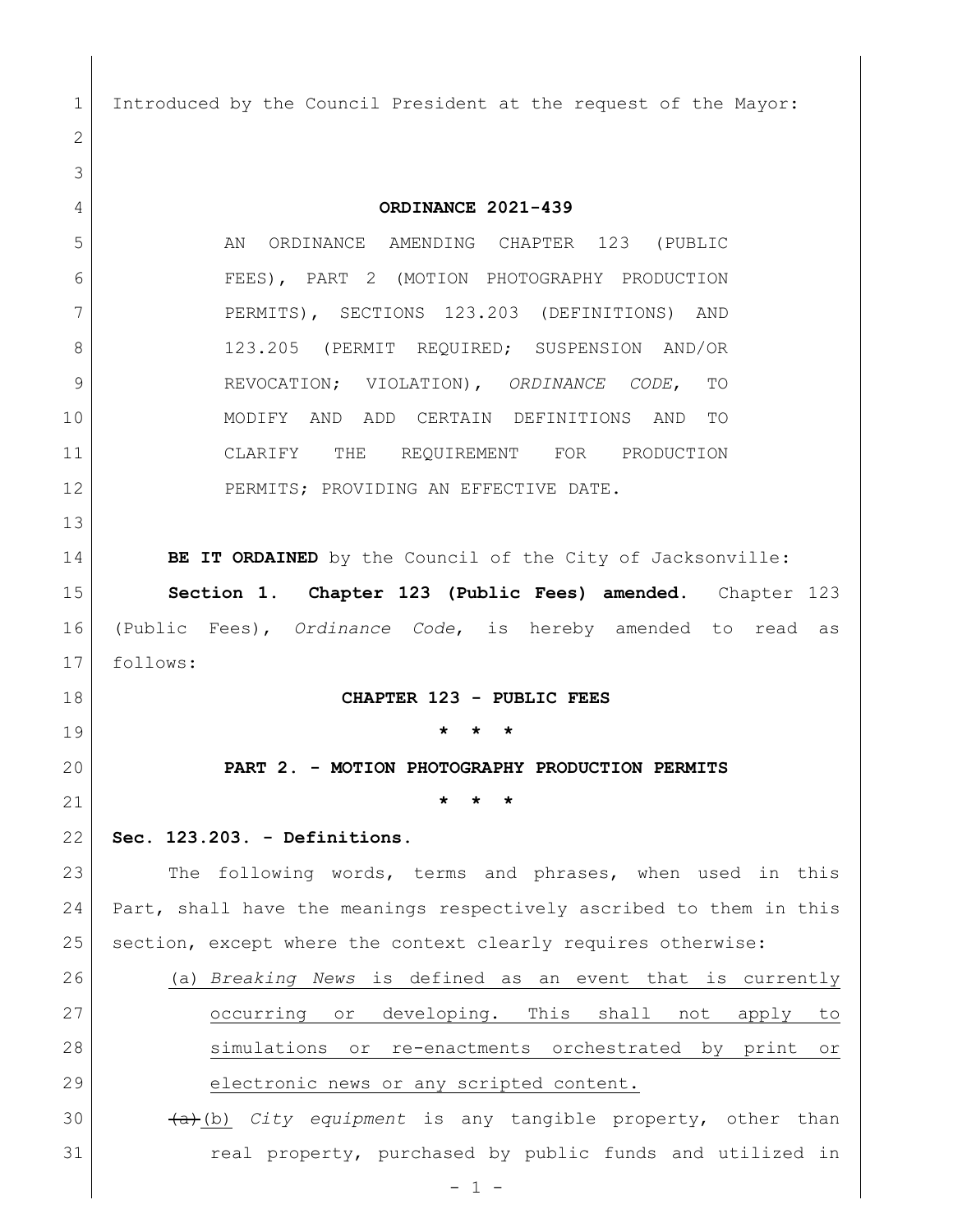Introduced by the Council President at the request of the Mayor:

**ORDINANCE 2021-439**

AN ORDINANCE AMENDING CHAPTER 123 (PUBLIC FEES), PART 2 (MOTION PHOTOGRAPHY PRODUCTION PERMITS), SECTIONS 123.203 (DEFINITIONS) AND 123.205 (PERMIT REQUIRED; SUSPENSION AND/OR REVOCATION; VIOLATION), *ORDINANCE CODE*, TO MODIFY AND ADD CERTAIN DEFINITIONS AND TO CLARIFY THE REQUIREMENT FOR PRODUCTION PERMITS; PROVIDING AN EFFECTIVE DATE.

**BE IT ORDAINED** by the Council of the City of Jacksonville:

**Section 1. Chapter 123 (Public Fees) amended.** Chapter 123 (Public Fees), *Ordinance Code*, is hereby amended to read as follows:

**CHAPTER 123 - PUBLIC FEES**

**\* \* \***

**PART 2. - MOTION PHOTOGRAPHY PRODUCTION PERMITS**

**\* \* \***

**Sec. 123.203. - Definitions.**

The following words, terms and phrases, when used in this Part, shall have the meanings respectively ascribed to them in this section, except where the context clearly requires otherwise:

<u>(a) *Breaking News* is defined as an event that is currently occurring or developing. This shall not apply to simulations or re-enactments orchestrated by print or electronic news or any scripted content.</u>

~~(a)~~<u>(b)</u> *City equipment* is any tangible property, other than real property, purchased by public funds and utilized in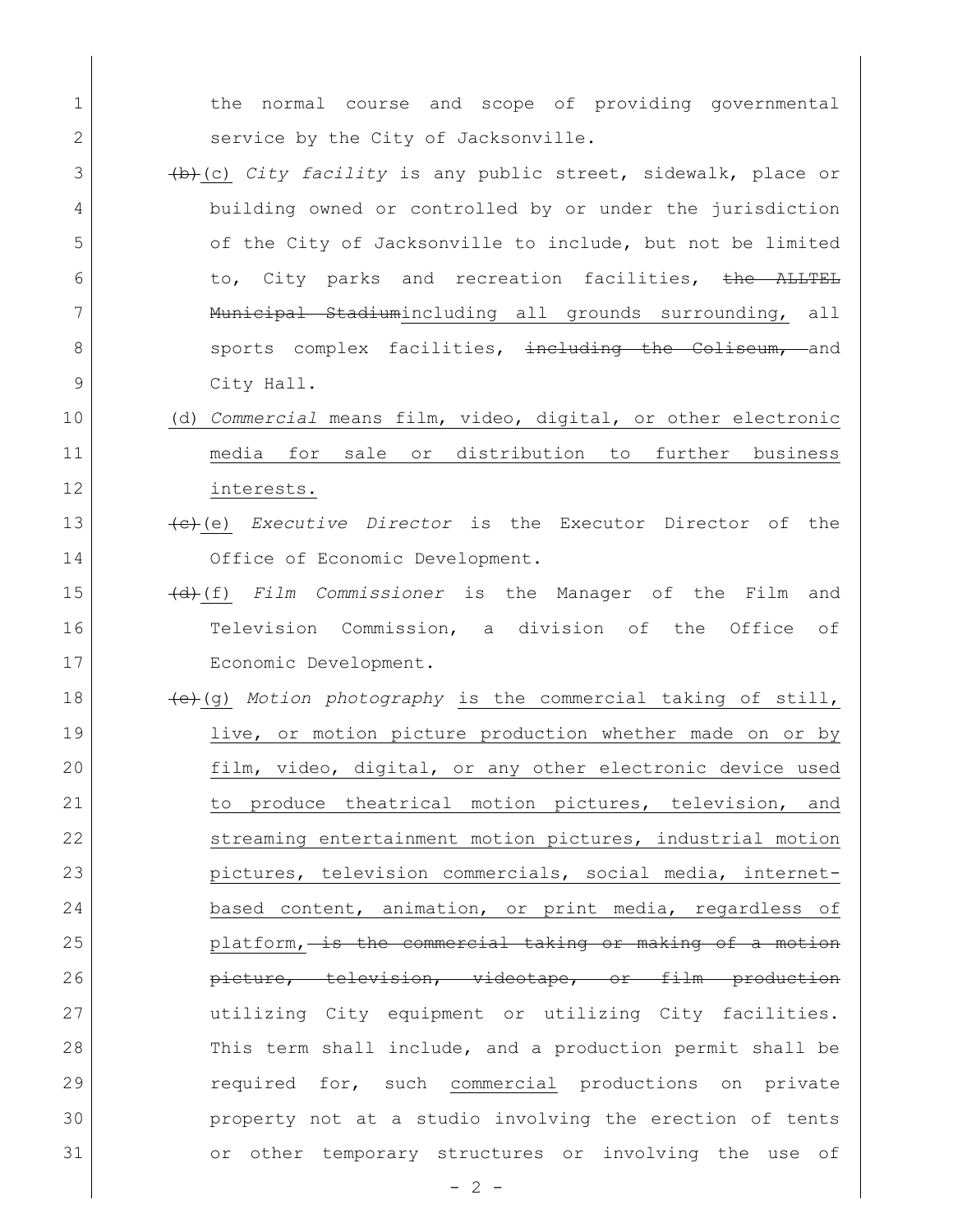the normal course and scope of providing governmental service by the City of Jacksonville.

~~(b)~~<u>(c)</u> *City facility* is any public street, sidewalk, place or building owned or controlled by or under the jurisdiction of the City of Jacksonville to include, but not be limited to, City parks and recreation facilities, ~~the ALLTEL Municipal Stadium~~<u>including all grounds surrounding,</u> all sports complex facilities, ~~including the Coliseum,~~ and City Hall.

<u>(d) *Commercial* means film, video, digital, or other electronic media for sale or distribution to further business interests.</u>

~~(c)~~<u>(e)</u> *Executive Director* is the Executor Director of the Office of Economic Development.

~~(d)~~<u>(f)</u> *Film Commissioner* is the Manager of the Film and Television Commission, a division of the Office of Economic Development.

~~(e)~~<u>(g)</u> *Motion photography* <u>is the commercial taking of still, live, or motion picture production whether made on or by film, video, digital, or any other electronic device used to produce theatrical motion pictures, television, and streaming entertainment motion pictures, industrial motion pictures, television commercials, social media, internet-based content, animation, or print media, regardless of platform,</u> ~~is the commercial taking or making of a motion picture, television, videotape, or film production~~ utilizing City equipment or utilizing City facilities. This term shall include, and a production permit shall be required for, such <u>commercial</u> productions on private property not at a studio involving the erection of tents or other temporary structures or involving the use of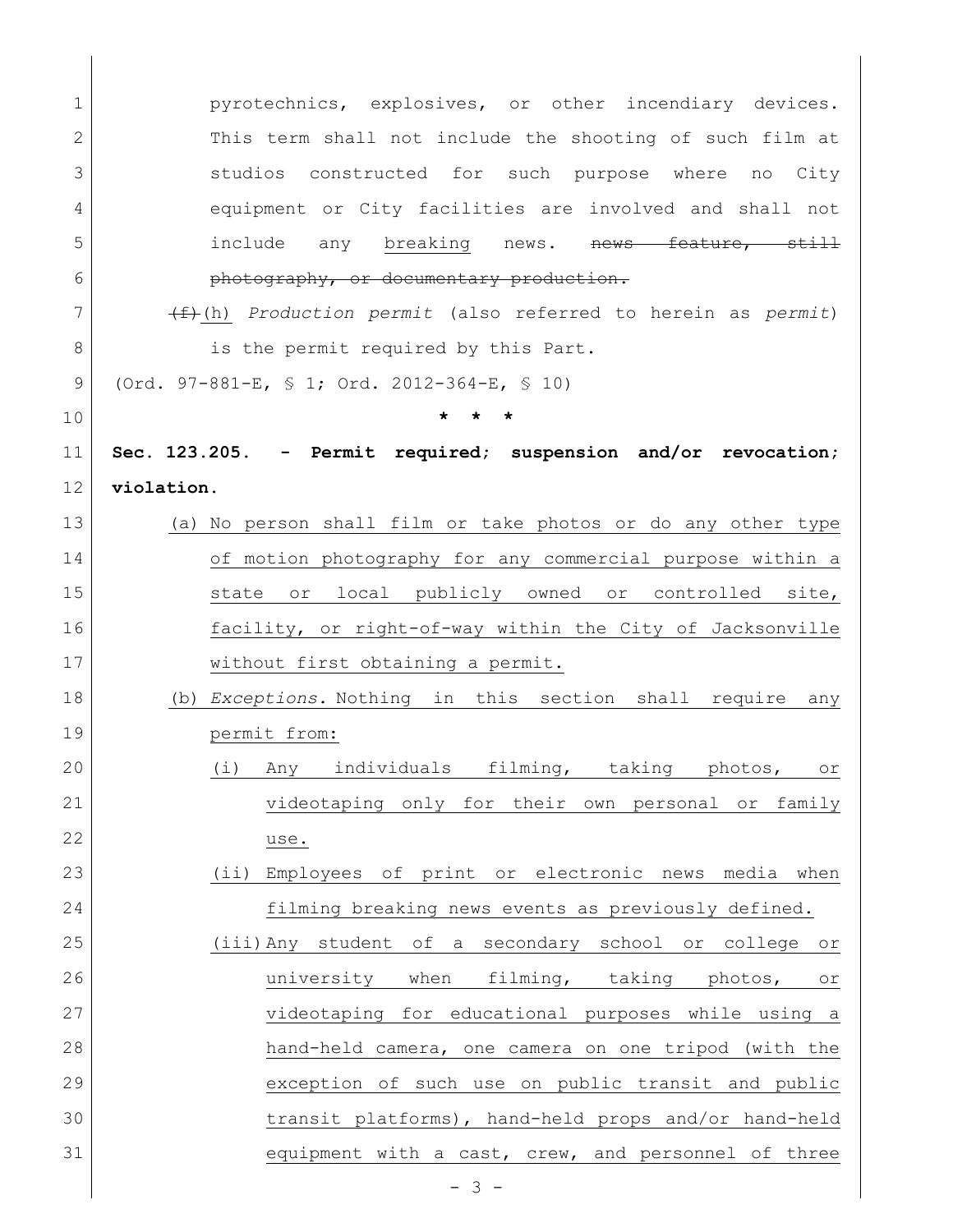pyrotechnics, explosives, or other incendiary devices. This term shall not include the shooting of such film at studios constructed for such purpose where no City equipment or City facilities are involved and shall not include any <u>breaking</u> news. ~~news feature, still photography, or documentary production.~~

~~(f)~~<u>(h)</u> *Production permit* (also referred to herein as *permit*) is the permit required by this Part.

(Ord. 97-881-E, § 1; Ord. 2012-364-E, § 10)

\* \* \*

**Sec. 123.205. - Permit required; suspension and/or revocation; violation.**

<u>(a) No person shall film or take photos or do any other type of motion photography for any commercial purpose within a state or local publicly owned or controlled site, facility, or right-of-way within the City of Jacksonville without first obtaining a permit.</u>

<u>(b) *Exceptions.* Nothing in this section shall require any permit from:</u>

<u>(i) Any individuals filming, taking photos, or videotaping only for their own personal or family use.</u>

<u>(ii) Employees of print or electronic news media when filming breaking news events as previously defined.</u>

<u>(iii) Any student of a secondary school or college or university when filming, taking photos, or videotaping for educational purposes while using a hand-held camera, one camera on one tripod (with the exception of such use on public transit and public transit platforms), hand-held props and/or hand-held equipment with a cast, crew, and personnel of three</u>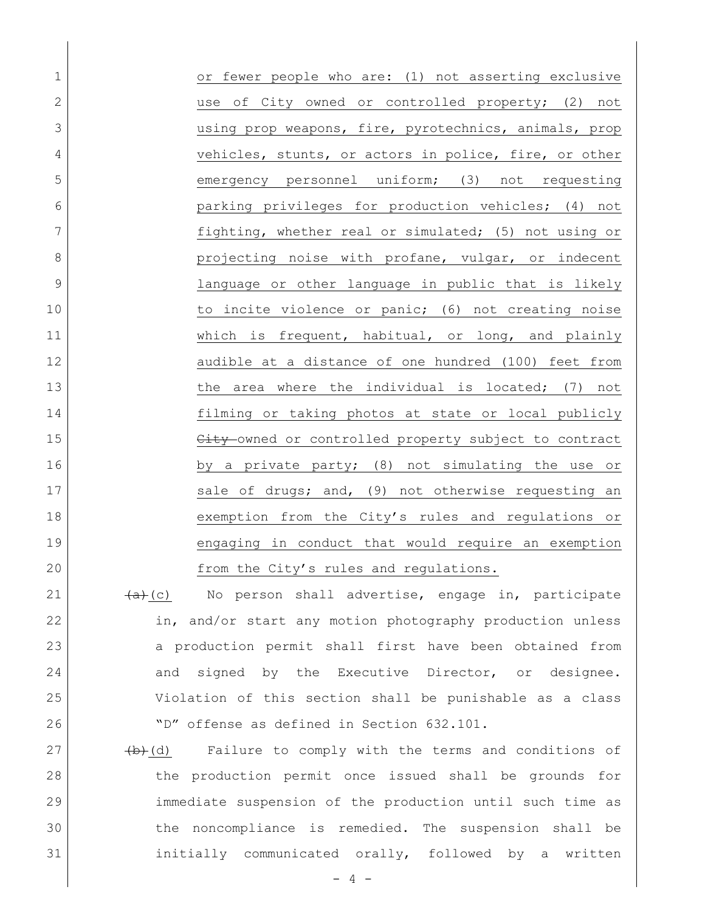or fewer people who are: (1) not asserting exclusive use of City owned or controlled property; (2) not using prop weapons, fire, pyrotechnics, animals, prop vehicles, stunts, or actors in police, fire, or other emergency personnel uniform; (3) not requesting parking privileges for production vehicles; (4) not fighting, whether real or simulated; (5) not using or projecting noise with profane, vulgar, or indecent language or other language in public that is likely to incite violence or panic; (6) not creating noise which is frequent, habitual, or long, and plainly audible at a distance of one hundred (100) feet from the area where the individual is located; (7) not filming or taking photos at state or local publicly ~~City~~ owned or controlled property subject to contract by a private party; (8) not simulating the use or sale of drugs; and, (9) not otherwise requesting an exemption from the City's rules and regulations or engaging in conduct that would require an exemption from the City's rules and regulations.

~~(a)~~(c) No person shall advertise, engage in, participate in, and/or start any motion photography production unless a production permit shall first have been obtained from and signed by the Executive Director, or designee. Violation of this section shall be punishable as a class "D" offense as defined in Section 632.101.

~~(b)~~(d) Failure to comply with the terms and conditions of the production permit once issued shall be grounds for immediate suspension of the production until such time as the noncompliance is remedied. The suspension shall be initially communicated orally, followed by a written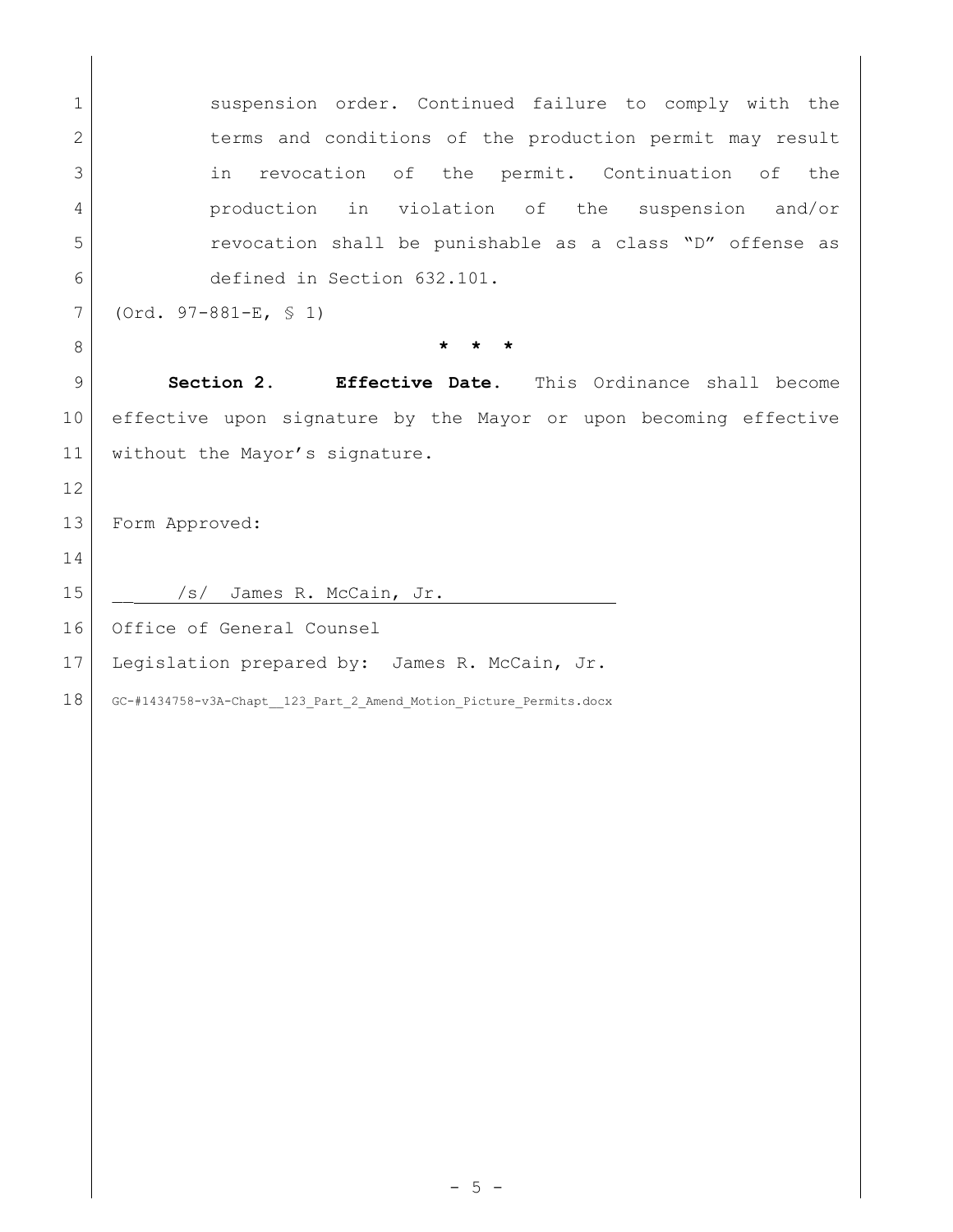suspension order. Continued failure to comply with the terms and conditions of the production permit may result in revocation of the permit. Continuation of the production in violation of the suspension and/or revocation shall be punishable as a class "D" offense as defined in Section 632.101.

(Ord. 97-881-E, § 1)

\* \* \*

**Section 2. Effective Date.** This Ordinance shall become effective upon signature by the Mayor or upon becoming effective without the Mayor's signature.

Form Approved:

/s/ James R. McCain, Jr.

Office of General Counsel

Legislation prepared by: James R. McCain, Jr.

GC-#1434758-v3A-Chapt__123_Part_2_Amend_Motion_Picture_Permits.docx